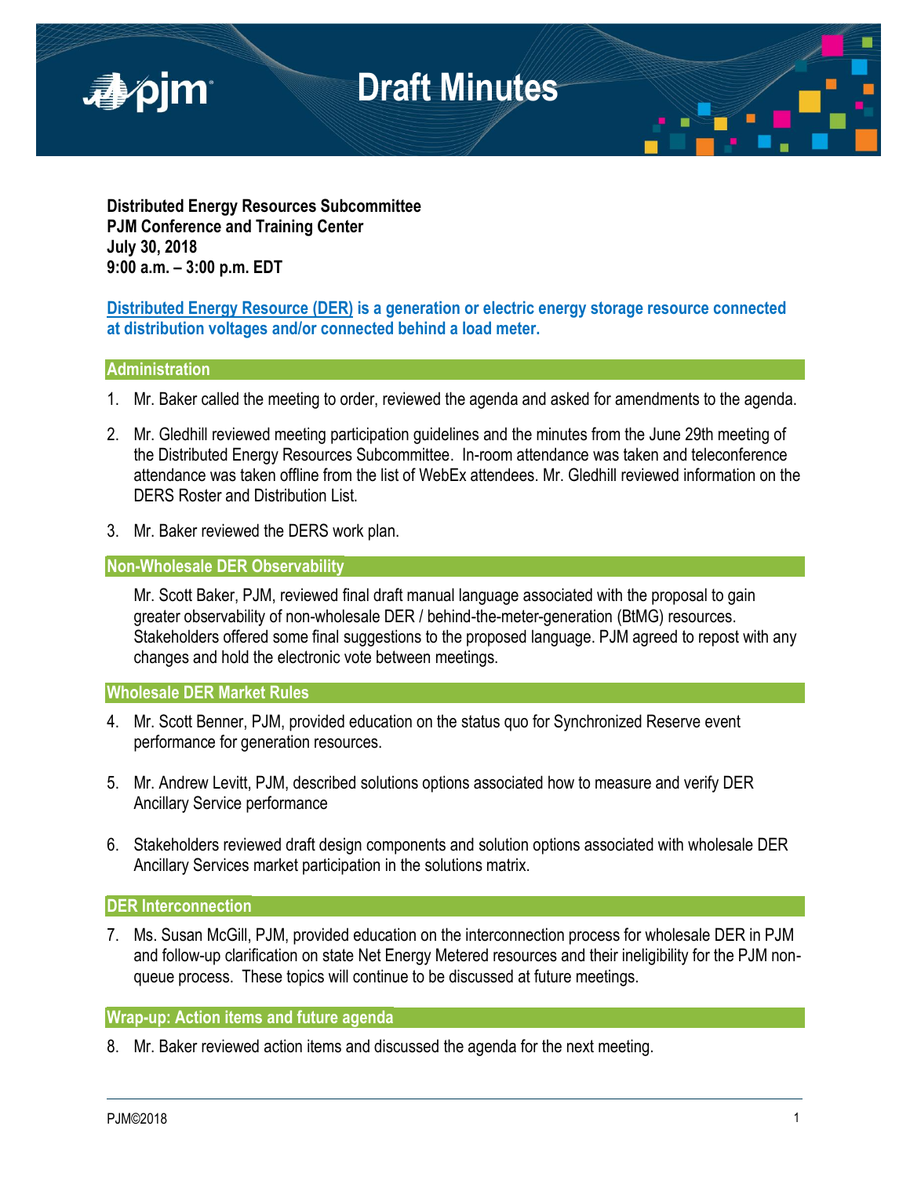# Draft Minutes

**Distributed Energy Resources Subcommittee**
**PJM Conference and Training Center**
**July 30, 2018**
**9:00 a.m. – 3:00 p.m. EDT**

**Distributed Energy Resource (DER) is a generation or electric energy storage resource connected at distribution voltages and/or connected behind a load meter.**

## Administration

1. Mr. Baker called the meeting to order, reviewed the agenda and asked for amendments to the agenda.

2. Mr. Gledhill reviewed meeting participation guidelines and the minutes from the June 29th meeting of the Distributed Energy Resources Subcommittee. In-room attendance was taken and teleconference attendance was taken offline from the list of WebEx attendees. Mr. Gledhill reviewed information on the DERS Roster and Distribution List.

3. Mr. Baker reviewed the DERS work plan.

## Non-Wholesale DER Observability

Mr. Scott Baker, PJM, reviewed final draft manual language associated with the proposal to gain greater observability of non-wholesale DER / behind-the-meter-generation (BtMG) resources. Stakeholders offered some final suggestions to the proposed language. PJM agreed to repost with any changes and hold the electronic vote between meetings.

## Wholesale DER Market Rules

4. Mr. Scott Benner, PJM, provided education on the status quo for Synchronized Reserve event performance for generation resources.

5. Mr. Andrew Levitt, PJM, described solutions options associated how to measure and verify DER Ancillary Service performance

6. Stakeholders reviewed draft design components and solution options associated with wholesale DER Ancillary Services market participation in the solutions matrix.

## DER Interconnection

7. Ms. Susan McGill, PJM, provided education on the interconnection process for wholesale DER in PJM and follow-up clarification on state Net Energy Metered resources and their ineligibility for the PJM non-queue process. These topics will continue to be discussed at future meetings.

## Wrap-up: Action items and future agenda

8. Mr. Baker reviewed action items and discussed the agenda for the next meeting.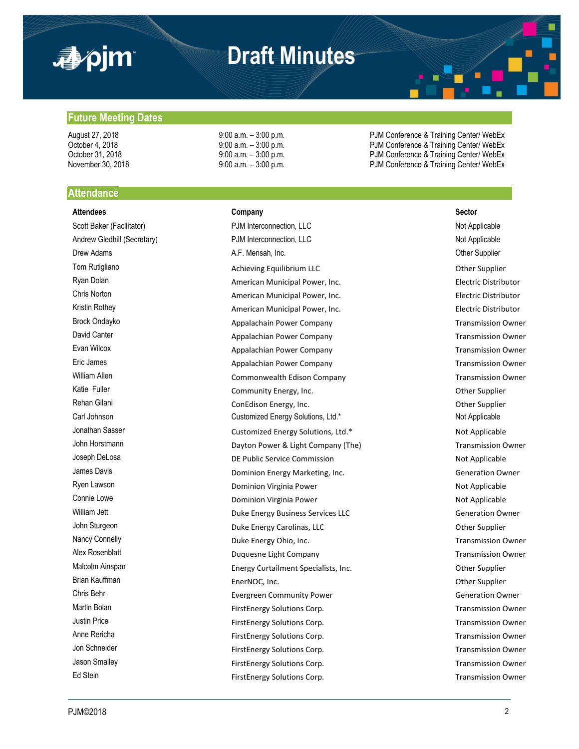# Draft Minutes

## Future Meeting Dates

| | | |
|---|---|---|
| August 27, 2018 | 9:00 a.m. – 3:00 p.m. | PJM Conference & Training Center/ WebEx |
| October 4, 2018 | 9:00 a.m. – 3:00 p.m. | PJM Conference & Training Center/ WebEx |
| October 31, 2018 | 9:00 a.m. – 3:00 p.m. | PJM Conference & Training Center/ WebEx |
| November 30, 2018 | 9:00 a.m. – 3:00 p.m. | PJM Conference & Training Center/ WebEx |

## Attendance

| Attendees | Company | Sector |
|---|---|---|
| Scott Baker (Facilitator) | PJM Interconnection, LLC | Not Applicable |
| Andrew Gledhill (Secretary) | PJM Interconnection, LLC | Not Applicable |
| Drew Adams | A.F. Mensah, Inc. | Other Supplier |
| Tom Rutigliano | Achieving Equilibrium LLC | Other Supplier |
| Ryan Dolan | American Municipal Power, Inc. | Electric Distributor |
| Chris Norton | American Municipal Power, Inc. | Electric Distributor |
| Kristin Rothey | American Municipal Power, Inc. | Electric Distributor |
| Brock Ondayko | Appalachain Power Company | Transmission Owner |
| David Canter | Appalachian Power Company | Transmission Owner |
| Evan Wilcox | Appalachian Power Company | Transmission Owner |
| Eric James | Appalachian Power Company | Transmission Owner |
| William Allen | Commonwealth Edison Company | Transmission Owner |
| Katie Fuller | Community Energy, Inc. | Other Supplier |
| Rehan Gilani | ConEdison Energy, Inc. | Other Supplier |
| Carl Johnson | Customized Energy Solutions, Ltd.* | Not Applicable |
| Jonathan Sasser | Customized Energy Solutions, Ltd.* | Not Applicable |
| John Horstmann | Dayton Power & Light Company (The) | Transmission Owner |
| Joseph DeLosa | DE Public Service Commission | Not Applicable |
| James Davis | Dominion Energy Marketing, Inc. | Generation Owner |
| Ryen Lawson | Dominion Virginia Power | Not Applicable |
| Connie Lowe | Dominion Virginia Power | Not Applicable |
| William Jett | Duke Energy Business Services LLC | Generation Owner |
| John Sturgeon | Duke Energy Carolinas, LLC | Other Supplier |
| Nancy Connelly | Duke Energy Ohio, Inc. | Transmission Owner |
| Alex Rosenblatt | Duquesne Light Company | Transmission Owner |
| Malcolm Ainspan | Energy Curtailment Specialists, Inc. | Other Supplier |
| Brian Kauffman | EnerNOC, Inc. | Other Supplier |
| Chris Behr | Evergreen Community Power | Generation Owner |
| Martin Bolan | FirstEnergy Solutions Corp. | Transmission Owner |
| Justin Price | FirstEnergy Solutions Corp. | Transmission Owner |
| Anne Rericha | FirstEnergy Solutions Corp. | Transmission Owner |
| Jon Schneider | FirstEnergy Solutions Corp. | Transmission Owner |
| Jason Smalley | FirstEnergy Solutions Corp. | Transmission Owner |
| Ed Stein | FirstEnergy Solutions Corp. | Transmission Owner |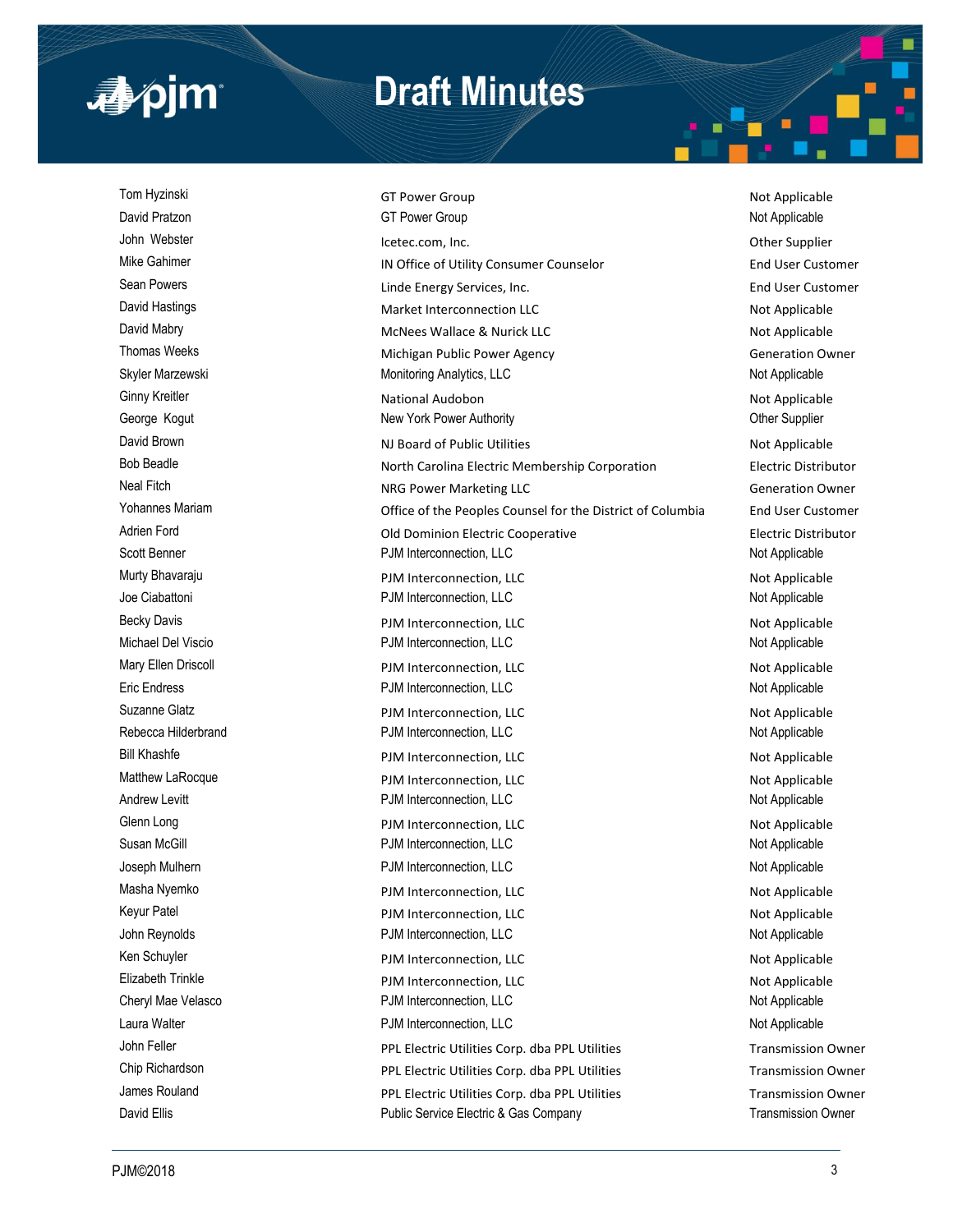| | | |
|---|---|---|
| Tom Hyzinski | GT Power Group | Not Applicable |
| David Pratzon | GT Power Group | Not Applicable |
| John Webster | Icetec.com, Inc. | Other Supplier |
| Mike Gahimer | IN Office of Utility Consumer Counselor | End User Customer |
| Sean Powers | Linde Energy Services, Inc. | End User Customer |
| David Hastings | Market Interconnection LLC | Not Applicable |
| David Mabry | McNees Wallace & Nurick LLC | Not Applicable |
| Thomas Weeks | Michigan Public Power Agency | Generation Owner |
| Skyler Marzewski | Monitoring Analytics, LLC | Not Applicable |
| Ginny Kreitler | National Audobon | Not Applicable |
| George Kogut | New York Power Authority | Other Supplier |
| David Brown | NJ Board of Public Utilities | Not Applicable |
| Bob Beadle | North Carolina Electric Membership Corporation | Electric Distributor |
| Neal Fitch | NRG Power Marketing LLC | Generation Owner |
| Yohannes Mariam | Office of the Peoples Counsel for the District of Columbia | End User Customer |
| Adrien Ford | Old Dominion Electric Cooperative | Electric Distributor |
| Scott Benner | PJM Interconnection, LLC | Not Applicable |
| Murty Bhavaraju | PJM Interconnection, LLC | Not Applicable |
| Joe Ciabattoni | PJM Interconnection, LLC | Not Applicable |
| Becky Davis | PJM Interconnection, LLC | Not Applicable |
| Michael Del Viscio | PJM Interconnection, LLC | Not Applicable |
| Mary Ellen Driscoll | PJM Interconnection, LLC | Not Applicable |
| Eric Endress | PJM Interconnection, LLC | Not Applicable |
| Suzanne Glatz | PJM Interconnection, LLC | Not Applicable |
| Rebecca Hilderbrand | PJM Interconnection, LLC | Not Applicable |
| Bill Khashfe | PJM Interconnection, LLC | Not Applicable |
| Matthew LaRocque | PJM Interconnection, LLC | Not Applicable |
| Andrew Levitt | PJM Interconnection, LLC | Not Applicable |
| Glenn Long | PJM Interconnection, LLC | Not Applicable |
| Susan McGill | PJM Interconnection, LLC | Not Applicable |
| Joseph Mulhern | PJM Interconnection, LLC | Not Applicable |
| Masha Nyemko | PJM Interconnection, LLC | Not Applicable |
| Keyur Patel | PJM Interconnection, LLC | Not Applicable |
| John Reynolds | PJM Interconnection, LLC | Not Applicable |
| Ken Schuyler | PJM Interconnection, LLC | Not Applicable |
| Elizabeth Trinkle | PJM Interconnection, LLC | Not Applicable |
| Cheryl Mae Velasco | PJM Interconnection, LLC | Not Applicable |
| Laura Walter | PJM Interconnection, LLC | Not Applicable |
| John Feller | PPL Electric Utilities Corp. dba PPL Utilities | Transmission Owner |
| Chip Richardson | PPL Electric Utilities Corp. dba PPL Utilities | Transmission Owner |
| James Rouland | PPL Electric Utilities Corp. dba PPL Utilities | Transmission Owner |
| David Ellis | Public Service Electric & Gas Company | Transmission Owner |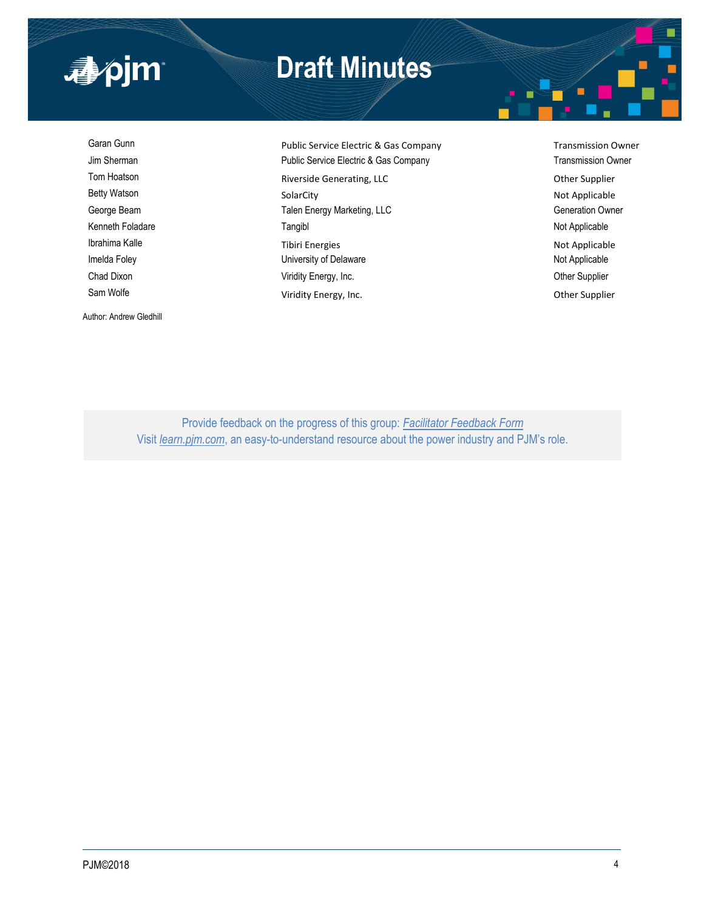| | | |
|---|---|---|
| Garan Gunn | Public Service Electric & Gas Company | Transmission Owner |
| Jim Sherman | Public Service Electric & Gas Company | Transmission Owner |
| Tom Hoatson | Riverside Generating, LLC | Other Supplier |
| Betty Watson | SolarCity | Not Applicable |
| George Beam | Talen Energy Marketing, LLC | Generation Owner |
| Kenneth Foladare | Tangibl | Not Applicable |
| Ibrahima Kalle | Tibiri Energies | Not Applicable |
| Imelda Foley | University of Delaware | Not Applicable |
| Chad Dixon | Viridity Energy, Inc. | Other Supplier |
| Sam Wolfe | Viridity Energy, Inc. | Other Supplier |

Author: Andrew Gledhill

Provide feedback on the progress of this group: *Facilitator Feedback Form*
Visit *learn.pjm.com*, an easy-to-understand resource about the power industry and PJM's role.